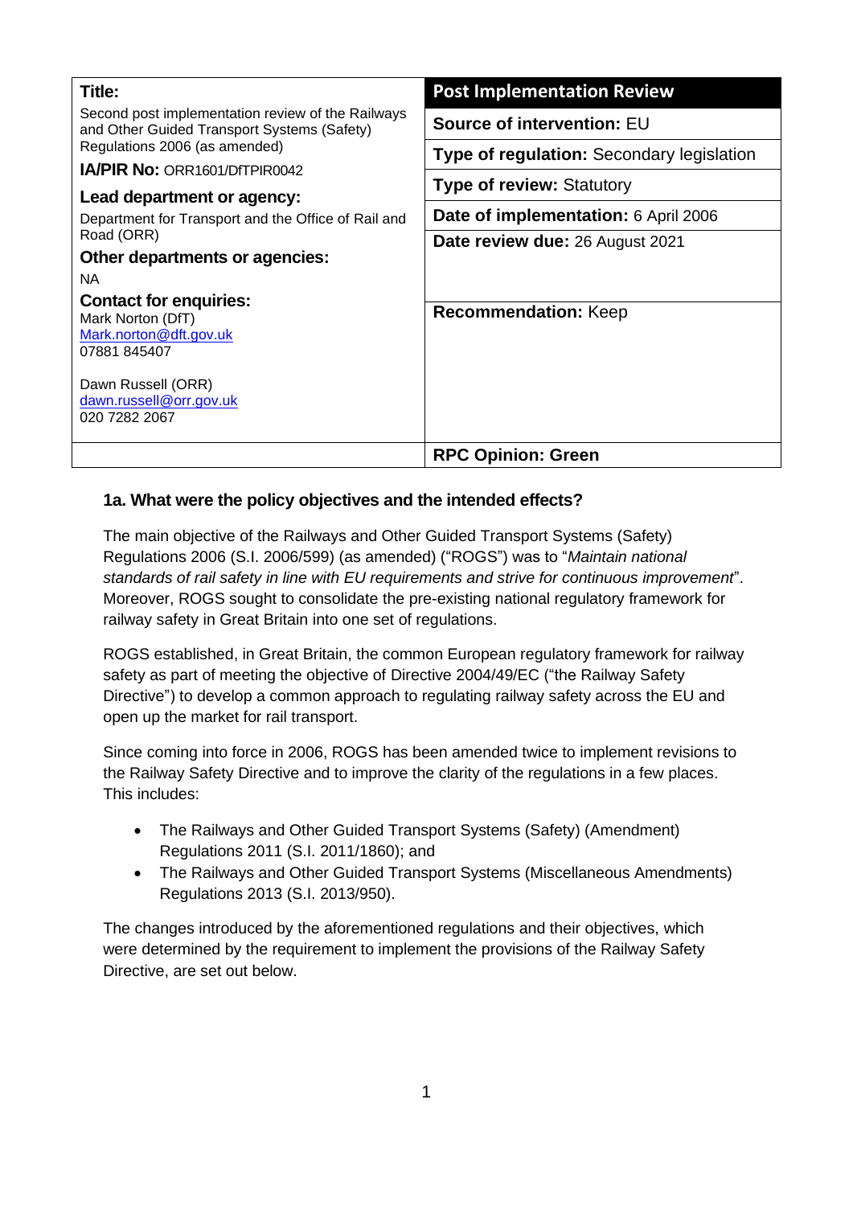| **Title:** Second post implementation review of the Railways and Other Guided Transport Systems (Safety) Regulations 2006 (as amended) | **Post Implementation Review** |
|---|---|
| **IA/PIR No:** ORR1601/DfTPIR0042 | **Source of intervention:** EU |
| **Lead department or agency:** Department for Transport and the Office of Rail and Road (ORR) | **Type of regulation:** Secondary legislation |
| **Other departments or agencies:** NA | **Type of review:** Statutory |
| | **Date of implementation:** 6 April 2006 |
| | **Date review due:** 26 August 2021 |
| **Contact for enquiries:** Mark Norton (DfT) Mark.norton@dft.gov.uk 07881 845407<br><br>Dawn Russell (ORR) dawn.russell@orr.gov.uk 020 7282 2067 | **Recommendation:** Keep |
| | **RPC Opinion: Green** |

## 1a. What were the policy objectives and the intended effects?

The main objective of the Railways and Other Guided Transport Systems (Safety) Regulations 2006 (S.I. 2006/599) (as amended) ("ROGS") was to "*Maintain national standards of rail safety in line with EU requirements and strive for continuous improvement*". Moreover, ROGS sought to consolidate the pre-existing national regulatory framework for railway safety in Great Britain into one set of regulations.

ROGS established, in Great Britain, the common European regulatory framework for railway safety as part of meeting the objective of Directive 2004/49/EC ("the Railway Safety Directive") to develop a common approach to regulating railway safety across the EU and open up the market for rail transport.

Since coming into force in 2006, ROGS has been amended twice to implement revisions to the Railway Safety Directive and to improve the clarity of the regulations in a few places. This includes:

- The Railways and Other Guided Transport Systems (Safety) (Amendment) Regulations 2011 (S.I. 2011/1860); and
- The Railways and Other Guided Transport Systems (Miscellaneous Amendments) Regulations 2013 (S.I. 2013/950).

The changes introduced by the aforementioned regulations and their objectives, which were determined by the requirement to implement the provisions of the Railway Safety Directive, are set out below.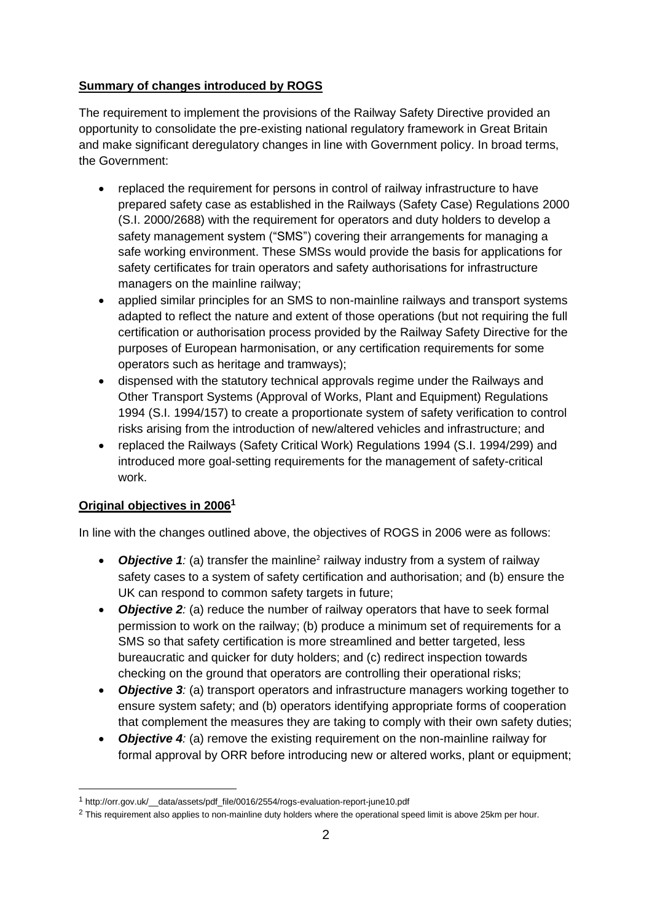**Summary of changes introduced by ROGS**

The requirement to implement the provisions of the Railway Safety Directive provided an opportunity to consolidate the pre-existing national regulatory framework in Great Britain and make significant deregulatory changes in line with Government policy. In broad terms, the Government:

- replaced the requirement for persons in control of railway infrastructure to have prepared safety case as established in the Railways (Safety Case) Regulations 2000 (S.I. 2000/2688) with the requirement for operators and duty holders to develop a safety management system ("SMS") covering their arrangements for managing a safe working environment. These SMSs would provide the basis for applications for safety certificates for train operators and safety authorisations for infrastructure managers on the mainline railway;
- applied similar principles for an SMS to non-mainline railways and transport systems adapted to reflect the nature and extent of those operations (but not requiring the full certification or authorisation process provided by the Railway Safety Directive for the purposes of European harmonisation, or any certification requirements for some operators such as heritage and tramways);
- dispensed with the statutory technical approvals regime under the Railways and Other Transport Systems (Approval of Works, Plant and Equipment) Regulations 1994 (S.I. 1994/157) to create a proportionate system of safety verification to control risks arising from the introduction of new/altered vehicles and infrastructure; and
- replaced the Railways (Safety Critical Work) Regulations 1994 (S.I. 1994/299) and introduced more goal-setting requirements for the management of safety-critical work.

**Original objectives in 2006[1]**

In line with the changes outlined above, the objectives of ROGS in 2006 were as follows:

- ***Objective 1**:* (a) transfer the mainline[2] railway industry from a system of railway safety cases to a system of safety certification and authorisation; and (b) ensure the UK can respond to common safety targets in future;
- ***Objective 2**:* (a) reduce the number of railway operators that have to seek formal permission to work on the railway; (b) produce a minimum set of requirements for a SMS so that safety certification is more streamlined and better targeted, less bureaucratic and quicker for duty holders; and (c) redirect inspection towards checking on the ground that operators are controlling their operational risks;
- ***Objective 3**:* (a) transport operators and infrastructure managers working together to ensure system safety; and (b) operators identifying appropriate forms of cooperation that complement the measures they are taking to comply with their own safety duties;
- ***Objective 4**:* (a) remove the existing requirement on the non-mainline railway for formal approval by ORR before introducing new or altered works, plant or equipment;

[1] http://orr.gov.uk/__data/assets/pdf_file/0016/2554/rogs-evaluation-report-june10.pdf

[2] This requirement also applies to non-mainline duty holders where the operational speed limit is above 25km per hour.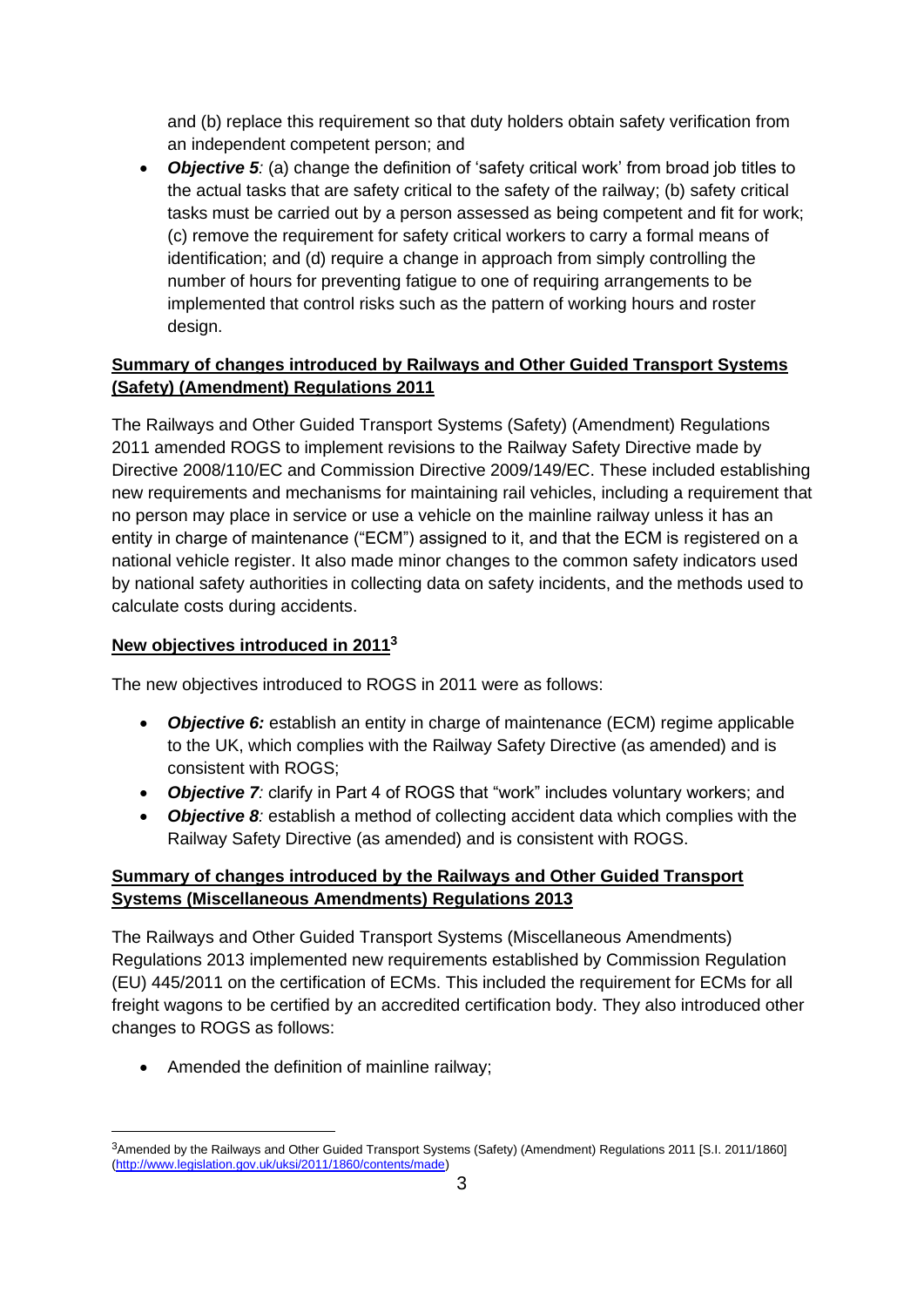and (b) replace this requirement so that duty holders obtain safety verification from an independent competent person; and

- ***Objective 5**:* (a) change the definition of 'safety critical work' from broad job titles to the actual tasks that are safety critical to the safety of the railway; (b) safety critical tasks must be carried out by a person assessed as being competent and fit for work; (c) remove the requirement for safety critical workers to carry a formal means of identification; and (d) require a change in approach from simply controlling the number of hours for preventing fatigue to one of requiring arrangements to be implemented that control risks such as the pattern of working hours and roster design.

**Summary of changes introduced by Railways and Other Guided Transport Systems (Safety) (Amendment) Regulations 2011**

The Railways and Other Guided Transport Systems (Safety) (Amendment) Regulations 2011 amended ROGS to implement revisions to the Railway Safety Directive made by Directive 2008/110/EC and Commission Directive 2009/149/EC. These included establishing new requirements and mechanisms for maintaining rail vehicles, including a requirement that no person may place in service or use a vehicle on the mainline railway unless it has an entity in charge of maintenance ("ECM") assigned to it, and that the ECM is registered on a national vehicle register. It also made minor changes to the common safety indicators used by national safety authorities in collecting data on safety incidents, and the methods used to calculate costs during accidents.

**New objectives introduced in 2011**[3]

The new objectives introduced to ROGS in 2011 were as follows:

- ***Objective 6:*** establish an entity in charge of maintenance (ECM) regime applicable to the UK, which complies with the Railway Safety Directive (as amended) and is consistent with ROGS;
- ***Objective 7**:* clarify in Part 4 of ROGS that "work" includes voluntary workers; and
- ***Objective 8**:* establish a method of collecting accident data which complies with the Railway Safety Directive (as amended) and is consistent with ROGS.

**Summary of changes introduced by the Railways and Other Guided Transport Systems (Miscellaneous Amendments) Regulations 2013**

The Railways and Other Guided Transport Systems (Miscellaneous Amendments) Regulations 2013 implemented new requirements established by Commission Regulation (EU) 445/2011 on the certification of ECMs. This included the requirement for ECMs for all freight wagons to be certified by an accredited certification body. They also introduced other changes to ROGS as follows:

- Amended the definition of mainline railway;

[3] Amended by the Railways and Other Guided Transport Systems (Safety) (Amendment) Regulations 2011 [S.I. 2011/1860] (http://www.legislation.gov.uk/uksi/2011/1860/contents/made)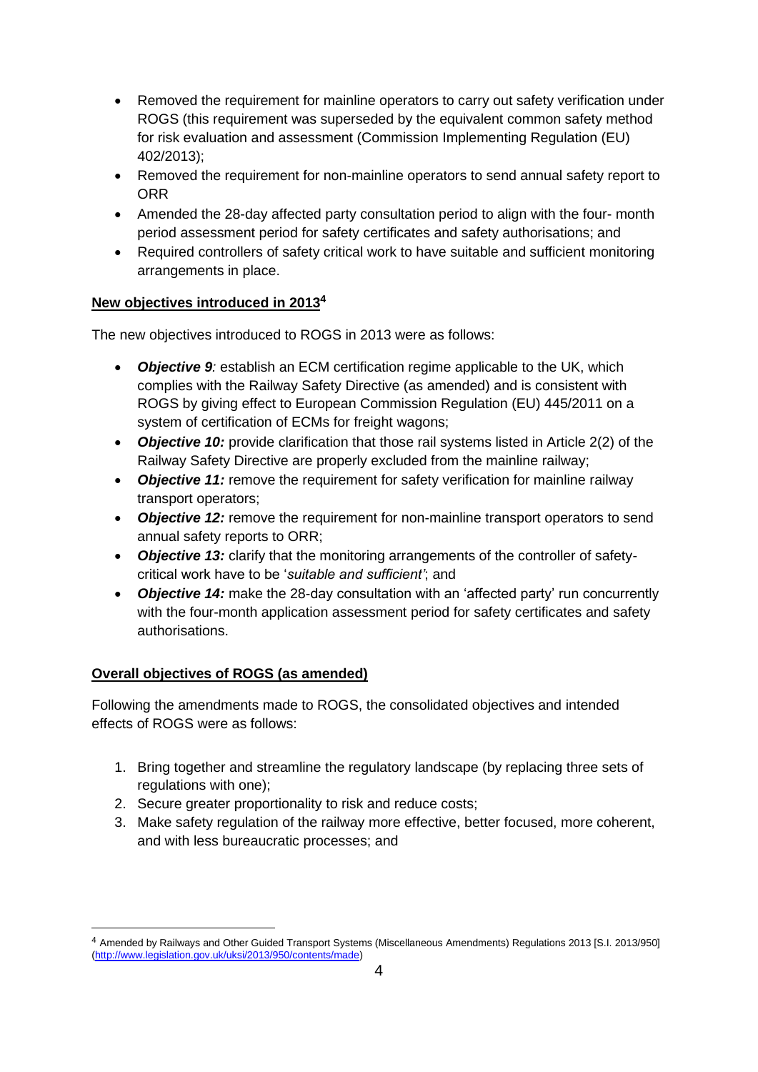- Removed the requirement for mainline operators to carry out safety verification under ROGS (this requirement was superseded by the equivalent common safety method for risk evaluation and assessment (Commission Implementing Regulation (EU) 402/2013);
- Removed the requirement for non-mainline operators to send annual safety report to ORR
- Amended the 28-day affected party consultation period to align with the four- month period assessment period for safety certificates and safety authorisations; and
- Required controllers of safety critical work to have suitable and sufficient monitoring arrangements in place.

**New objectives introduced in 2013[4]**

The new objectives introduced to ROGS in 2013 were as follows:

- ***Objective 9**:* establish an ECM certification regime applicable to the UK, which complies with the Railway Safety Directive (as amended) and is consistent with ROGS by giving effect to European Commission Regulation (EU) 445/2011 on a system of certification of ECMs for freight wagons;
- ***Objective 10:*** provide clarification that those rail systems listed in Article 2(2) of the Railway Safety Directive are properly excluded from the mainline railway;
- ***Objective 11:*** remove the requirement for safety verification for mainline railway transport operators;
- ***Objective 12:*** remove the requirement for non-mainline transport operators to send annual safety reports to ORR;
- ***Objective 13:*** clarify that the monitoring arrangements of the controller of safety-critical work have to be '*suitable and sufficient'*; and
- ***Objective 14:*** make the 28-day consultation with an 'affected party' run concurrently with the four-month application assessment period for safety certificates and safety authorisations.

**Overall objectives of ROGS (as amended)**

Following the amendments made to ROGS, the consolidated objectives and intended effects of ROGS were as follows:

1. Bring together and streamline the regulatory landscape (by replacing three sets of regulations with one);
2. Secure greater proportionality to risk and reduce costs;
3. Make safety regulation of the railway more effective, better focused, more coherent, and with less bureaucratic processes; and

[4] Amended by Railways and Other Guided Transport Systems (Miscellaneous Amendments) Regulations 2013 [S.I. 2013/950] (http://www.legislation.gov.uk/uksi/2013/950/contents/made)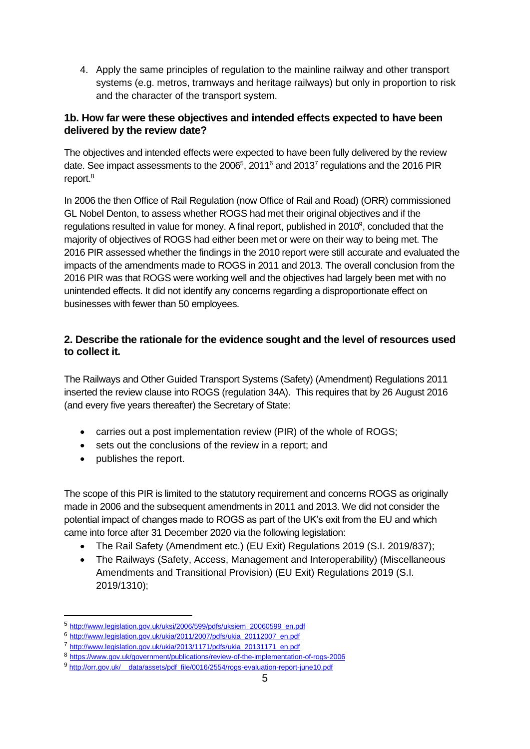4. Apply the same principles of regulation to the mainline railway and other transport systems (e.g. metros, tramways and heritage railways) but only in proportion to risk and the character of the transport system.

### 1b. How far were these objectives and intended effects expected to have been delivered by the review date?

The objectives and intended effects were expected to have been fully delivered by the review date. See impact assessments to the 2006[5], 2011[6] and 2013[7] regulations and the 2016 PIR report.[8]

In 2006 the then Office of Rail Regulation (now Office of Rail and Road) (ORR) commissioned GL Nobel Denton, to assess whether ROGS had met their original objectives and if the regulations resulted in value for money. A final report, published in 2010[9], concluded that the majority of objectives of ROGS had either been met or were on their way to being met. The 2016 PIR assessed whether the findings in the 2010 report were still accurate and evaluated the impacts of the amendments made to ROGS in 2011 and 2013. The overall conclusion from the 2016 PIR was that ROGS were working well and the objectives had largely been met with no unintended effects. It did not identify any concerns regarding a disproportionate effect on businesses with fewer than 50 employees.

### 2. Describe the rationale for the evidence sought and the level of resources used to collect it.

The Railways and Other Guided Transport Systems (Safety) (Amendment) Regulations 2011 inserted the review clause into ROGS (regulation 34A). This requires that by 26 August 2016 (and every five years thereafter) the Secretary of State:

- carries out a post implementation review (PIR) of the whole of ROGS;
- sets out the conclusions of the review in a report; and
- publishes the report.

The scope of this PIR is limited to the statutory requirement and concerns ROGS as originally made in 2006 and the subsequent amendments in 2011 and 2013. We did not consider the potential impact of changes made to ROGS as part of the UK's exit from the EU and which came into force after 31 December 2020 via the following legislation:

- The Rail Safety (Amendment etc.) (EU Exit) Regulations 2019 (S.I. 2019/837);
- The Railways (Safety, Access, Management and Interoperability) (Miscellaneous Amendments and Transitional Provision) (EU Exit) Regulations 2019 (S.I. 2019/1310);

---

[5] http://www.legislation.gov.uk/uksi/2006/599/pdfs/uksiem_20060599_en.pdf

[6] http://www.legislation.gov.uk/ukia/2011/2007/pdfs/ukia_20112007_en.pdf

[7] http://www.legislation.gov.uk/ukia/2013/1171/pdfs/ukia_20131171_en.pdf

[8] https://www.gov.uk/government/publications/review-of-the-implementation-of-rogs-2006

[9] http://orr.gov.uk/__data/assets/pdf_file/0016/2554/rogs-evaluation-report-june10.pdf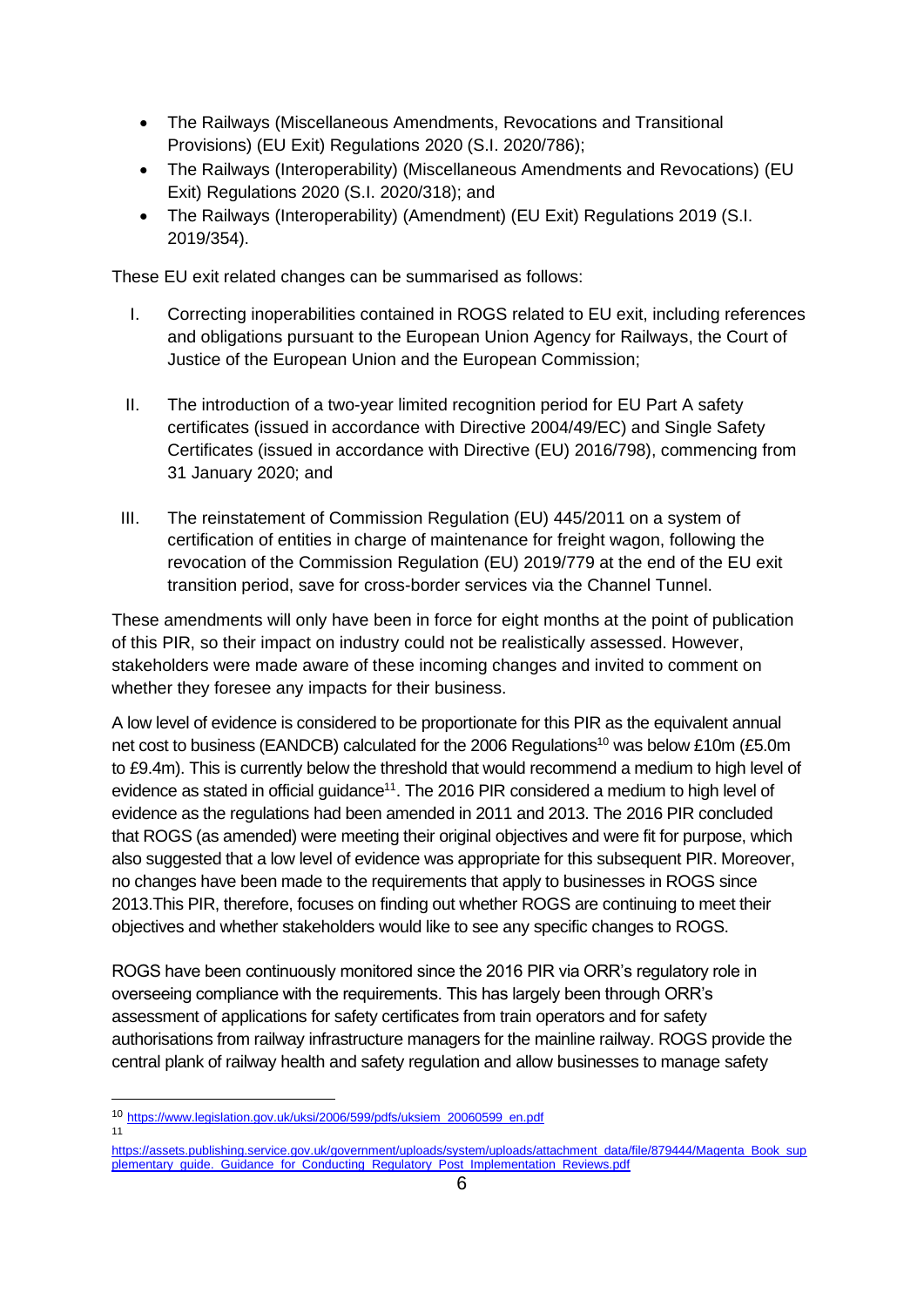- The Railways (Miscellaneous Amendments, Revocations and Transitional Provisions) (EU Exit) Regulations 2020 (S.I. 2020/786);
- The Railways (Interoperability) (Miscellaneous Amendments and Revocations) (EU Exit) Regulations 2020 (S.I. 2020/318); and
- The Railways (Interoperability) (Amendment) (EU Exit) Regulations 2019 (S.I. 2019/354).

These EU exit related changes can be summarised as follows:

I. Correcting inoperabilities contained in ROGS related to EU exit, including references and obligations pursuant to the European Union Agency for Railways, the Court of Justice of the European Union and the European Commission;

II. The introduction of a two-year limited recognition period for EU Part A safety certificates (issued in accordance with Directive 2004/49/EC) and Single Safety Certificates (issued in accordance with Directive (EU) 2016/798), commencing from 31 January 2020; and

III. The reinstatement of Commission Regulation (EU) 445/2011 on a system of certification of entities in charge of maintenance for freight wagon, following the revocation of the Commission Regulation (EU) 2019/779 at the end of the EU exit transition period, save for cross-border services via the Channel Tunnel.

These amendments will only have been in force for eight months at the point of publication of this PIR, so their impact on industry could not be realistically assessed. However, stakeholders were made aware of these incoming changes and invited to comment on whether they foresee any impacts for their business.

A low level of evidence is considered to be proportionate for this PIR as the equivalent annual net cost to business (EANDCB) calculated for the 2006 Regulations[10] was below £10m (£5.0m to £9.4m). This is currently below the threshold that would recommend a medium to high level of evidence as stated in official guidance[11]. The 2016 PIR considered a medium to high level of evidence as the regulations had been amended in 2011 and 2013. The 2016 PIR concluded that ROGS (as amended) were meeting their original objectives and were fit for purpose, which also suggested that a low level of evidence was appropriate for this subsequent PIR. Moreover, no changes have been made to the requirements that apply to businesses in ROGS since 2013.This PIR, therefore, focuses on finding out whether ROGS are continuing to meet their objectives and whether stakeholders would like to see any specific changes to ROGS.

ROGS have been continuously monitored since the 2016 PIR via ORR's regulatory role in overseeing compliance with the requirements. This has largely been through ORR's assessment of applications for safety certificates from train operators and for safety authorisations from railway infrastructure managers for the mainline railway. ROGS provide the central plank of railway health and safety regulation and allow businesses to manage safety

---

[10] https://www.legislation.gov.uk/uksi/2006/599/pdfs/uksiem_20060599_en.pdf

[11] https://assets.publishing.service.gov.uk/government/uploads/system/uploads/attachment_data/file/879444/Magenta_Book_supplementary_guide._Guidance_for_Conducting_Regulatory_Post_Implementation_Reviews.pdf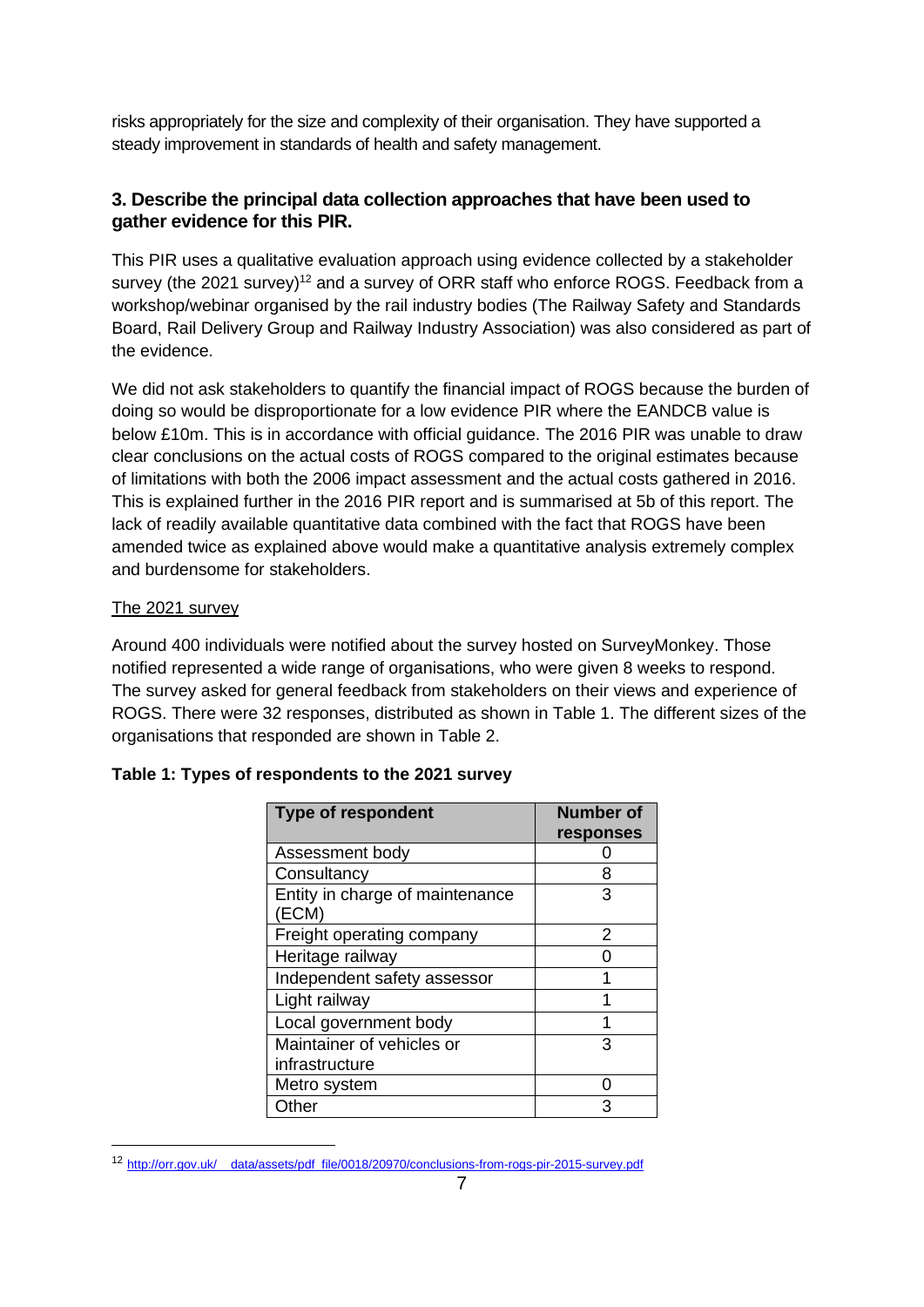risks appropriately for the size and complexity of their organisation. They have supported a steady improvement in standards of health and safety management.

### 3. Describe the principal data collection approaches that have been used to gather evidence for this PIR.

This PIR uses a qualitative evaluation approach using evidence collected by a stakeholder survey (the 2021 survey)[12] and a survey of ORR staff who enforce ROGS. Feedback from a workshop/webinar organised by the rail industry bodies (The Railway Safety and Standards Board, Rail Delivery Group and Railway Industry Association) was also considered as part of the evidence.

We did not ask stakeholders to quantify the financial impact of ROGS because the burden of doing so would be disproportionate for a low evidence PIR where the EANDCB value is below £10m. This is in accordance with official guidance. The 2016 PIR was unable to draw clear conclusions on the actual costs of ROGS compared to the original estimates because of limitations with both the 2006 impact assessment and the actual costs gathered in 2016. This is explained further in the 2016 PIR report and is summarised at 5b of this report. The lack of readily available quantitative data combined with the fact that ROGS have been amended twice as explained above would make a quantitative analysis extremely complex and burdensome for stakeholders.

The 2021 survey

Around 400 individuals were notified about the survey hosted on SurveyMonkey. Those notified represented a wide range of organisations, who were given 8 weeks to respond. The survey asked for general feedback from stakeholders on their views and experience of ROGS. There were 32 responses, distributed as shown in Table 1. The different sizes of the organisations that responded are shown in Table 2.

**Table 1: Types of respondents to the 2021 survey**

| Type of respondent | Number of responses |
|---|---|
| Assessment body | 0 |
| Consultancy | 8 |
| Entity in charge of maintenance (ECM) | 3 |
| Freight operating company | 2 |
| Heritage railway | 0 |
| Independent safety assessor | 1 |
| Light railway | 1 |
| Local government body | 1 |
| Maintainer of vehicles or infrastructure | 3 |
| Metro system | 0 |
| Other | 3 |

[12] http://orr.gov.uk/__data/assets/pdf_file/0018/20970/conclusions-from-rogs-pir-2015-survey.pdf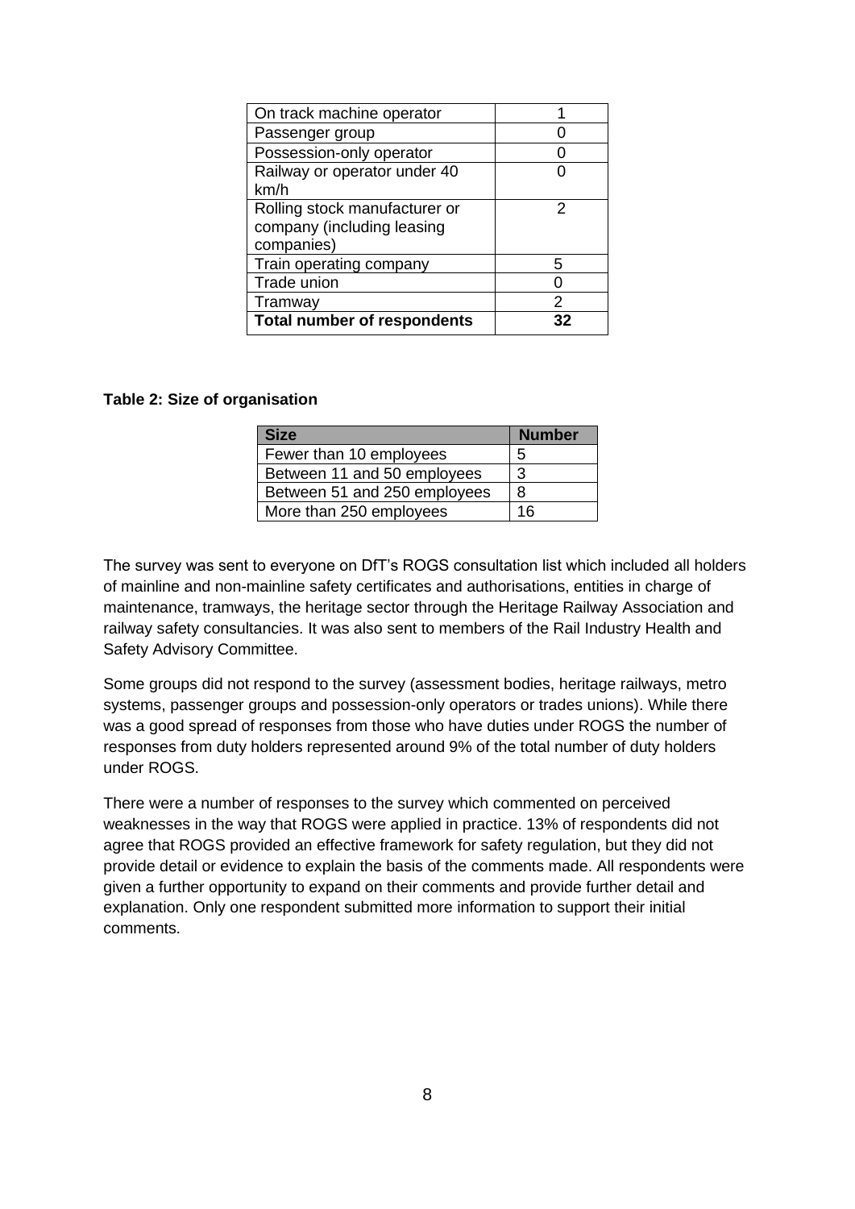| | |
|---|---|
| On track machine operator | 1 |
| Passenger group | 0 |
| Possession-only operator | 0 |
| Railway or operator under 40 km/h | 0 |
| Rolling stock manufacturer or company (including leasing companies) | 2 |
| Train operating company | 5 |
| Trade union | 0 |
| Tramway | 2 |
| **Total number of respondents** | **32** |

**Table 2: Size of organisation**

| Size | Number |
|---|---|
| Fewer than 10 employees | 5 |
| Between 11 and 50 employees | 3 |
| Between 51 and 250 employees | 8 |
| More than 250 employees | 16 |

The survey was sent to everyone on DfT's ROGS consultation list which included all holders of mainline and non-mainline safety certificates and authorisations, entities in charge of maintenance, tramways, the heritage sector through the Heritage Railway Association and railway safety consultancies. It was also sent to members of the Rail Industry Health and Safety Advisory Committee.

Some groups did not respond to the survey (assessment bodies, heritage railways, metro systems, passenger groups and possession-only operators or trades unions). While there was a good spread of responses from those who have duties under ROGS the number of responses from duty holders represented around 9% of the total number of duty holders under ROGS.

There were a number of responses to the survey which commented on perceived weaknesses in the way that ROGS were applied in practice. 13% of respondents did not agree that ROGS provided an effective framework for safety regulation, but they did not provide detail or evidence to explain the basis of the comments made. All respondents were given a further opportunity to expand on their comments and provide further detail and explanation. Only one respondent submitted more information to support their initial comments.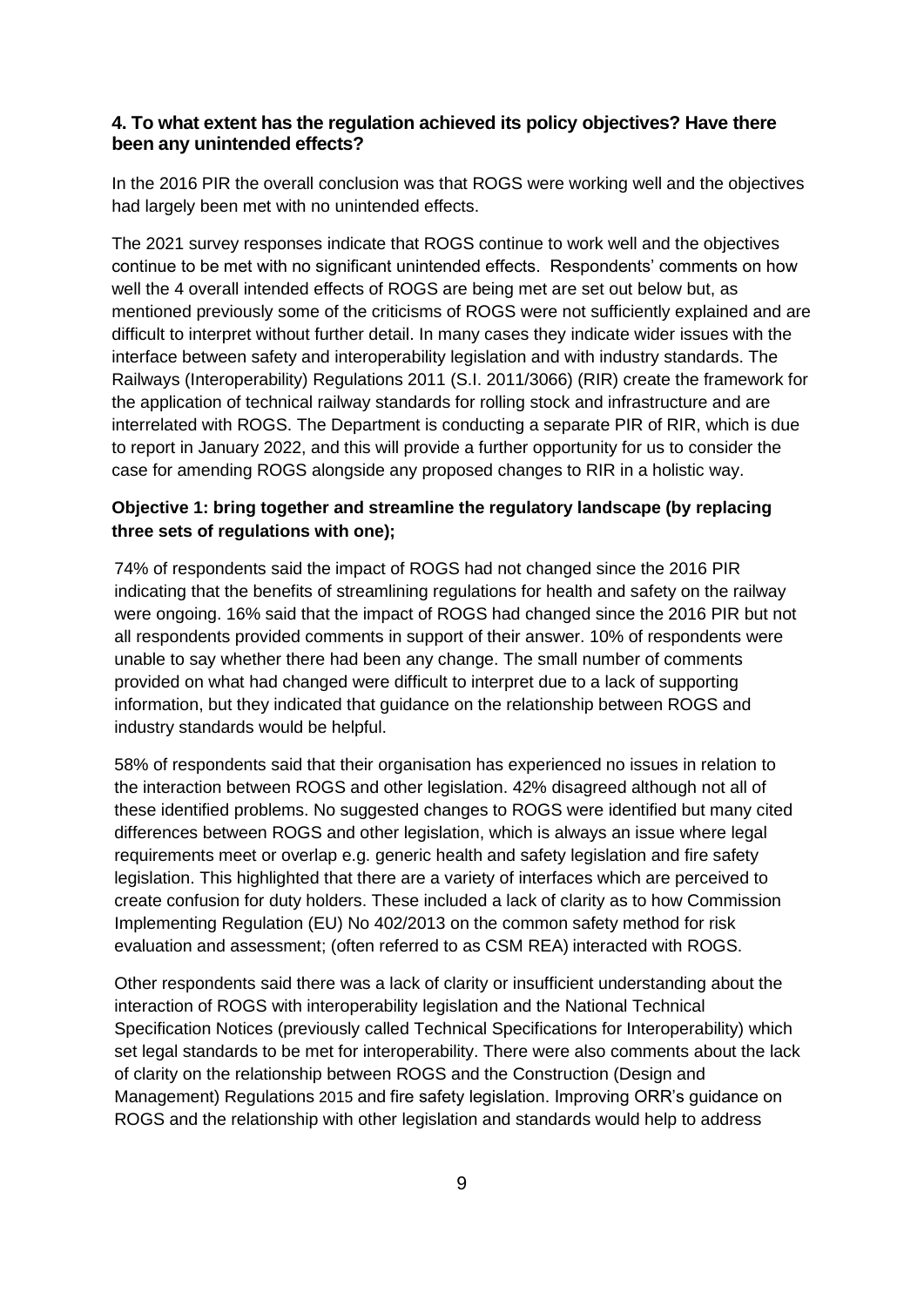### 4. To what extent has the regulation achieved its policy objectives? Have there been any unintended effects?

In the 2016 PIR the overall conclusion was that ROGS were working well and the objectives had largely been met with no unintended effects.

The 2021 survey responses indicate that ROGS continue to work well and the objectives continue to be met with no significant unintended effects. Respondents' comments on how well the 4 overall intended effects of ROGS are being met are set out below but, as mentioned previously some of the criticisms of ROGS were not sufficiently explained and are difficult to interpret without further detail. In many cases they indicate wider issues with the interface between safety and interoperability legislation and with industry standards. The Railways (Interoperability) Regulations 2011 (S.I. 2011/3066) (RIR) create the framework for the application of technical railway standards for rolling stock and infrastructure and are interrelated with ROGS. The Department is conducting a separate PIR of RIR, which is due to report in January 2022, and this will provide a further opportunity for us to consider the case for amending ROGS alongside any proposed changes to RIR in a holistic way.

#### Objective 1: bring together and streamline the regulatory landscape (by replacing three sets of regulations with one);

74% of respondents said the impact of ROGS had not changed since the 2016 PIR indicating that the benefits of streamlining regulations for health and safety on the railway were ongoing. 16% said that the impact of ROGS had changed since the 2016 PIR but not all respondents provided comments in support of their answer. 10% of respondents were unable to say whether there had been any change. The small number of comments provided on what had changed were difficult to interpret due to a lack of supporting information, but they indicated that guidance on the relationship between ROGS and industry standards would be helpful.

58% of respondents said that their organisation has experienced no issues in relation to the interaction between ROGS and other legislation. 42% disagreed although not all of these identified problems. No suggested changes to ROGS were identified but many cited differences between ROGS and other legislation, which is always an issue where legal requirements meet or overlap e.g. generic health and safety legislation and fire safety legislation. This highlighted that there are a variety of interfaces which are perceived to create confusion for duty holders. These included a lack of clarity as to how Commission Implementing Regulation (EU) No 402/2013 on the common safety method for risk evaluation and assessment; (often referred to as CSM REA) interacted with ROGS.

Other respondents said there was a lack of clarity or insufficient understanding about the interaction of ROGS with interoperability legislation and the National Technical Specification Notices (previously called Technical Specifications for Interoperability) which set legal standards to be met for interoperability. There were also comments about the lack of clarity on the relationship between ROGS and the Construction (Design and Management) Regulations 2015 and fire safety legislation. Improving ORR's guidance on ROGS and the relationship with other legislation and standards would help to address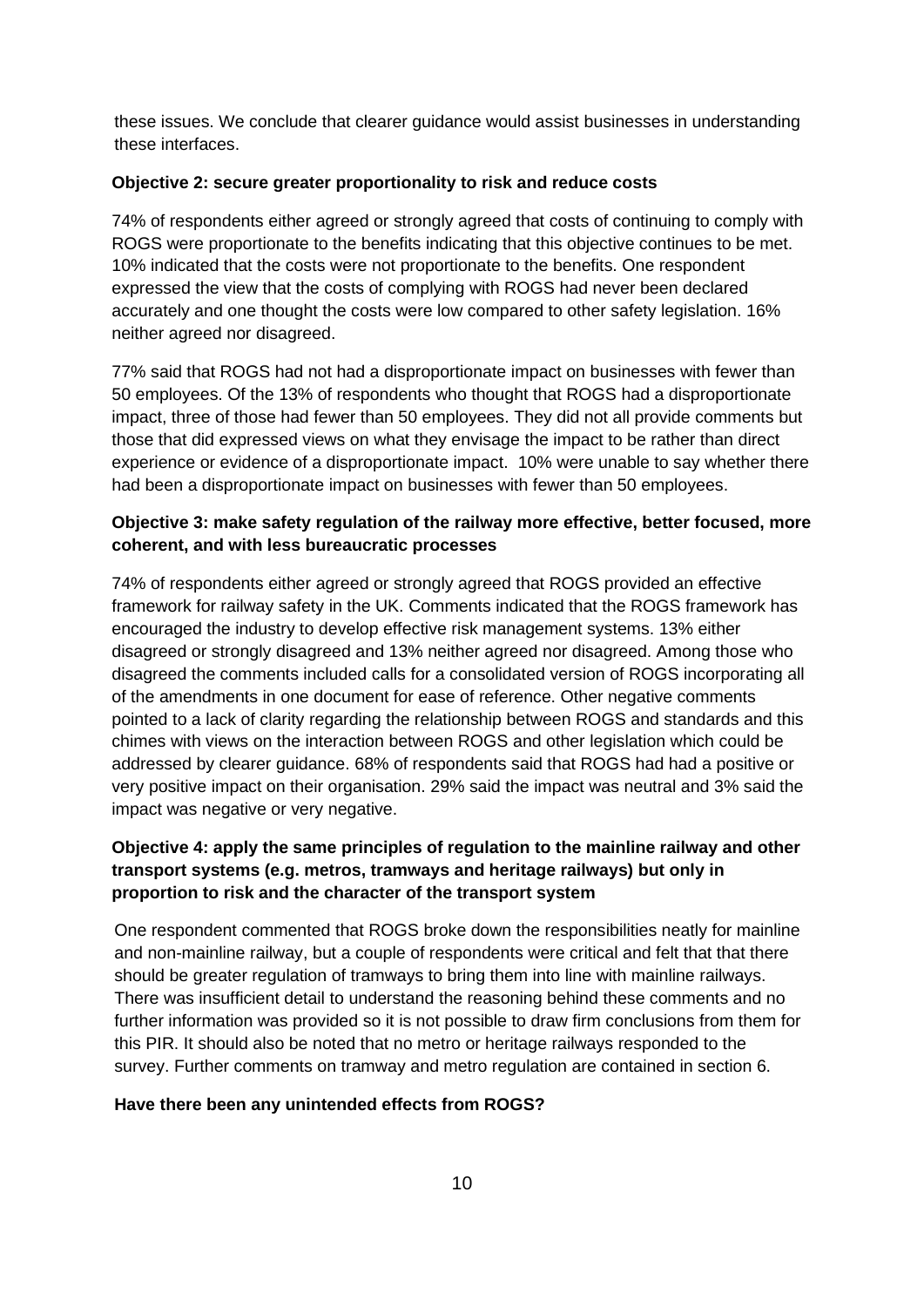these issues. We conclude that clearer guidance would assist businesses in understanding these interfaces.

**Objective 2: secure greater proportionality to risk and reduce costs**

74% of respondents either agreed or strongly agreed that costs of continuing to comply with ROGS were proportionate to the benefits indicating that this objective continues to be met. 10% indicated that the costs were not proportionate to the benefits. One respondent expressed the view that the costs of complying with ROGS had never been declared accurately and one thought the costs were low compared to other safety legislation. 16% neither agreed nor disagreed.

77% said that ROGS had not had a disproportionate impact on businesses with fewer than 50 employees. Of the 13% of respondents who thought that ROGS had a disproportionate impact, three of those had fewer than 50 employees. They did not all provide comments but those that did expressed views on what they envisage the impact to be rather than direct experience or evidence of a disproportionate impact. 10% were unable to say whether there had been a disproportionate impact on businesses with fewer than 50 employees.

**Objective 3: make safety regulation of the railway more effective, better focused, more coherent, and with less bureaucratic processes**

74% of respondents either agreed or strongly agreed that ROGS provided an effective framework for railway safety in the UK. Comments indicated that the ROGS framework has encouraged the industry to develop effective risk management systems. 13% either disagreed or strongly disagreed and 13% neither agreed nor disagreed. Among those who disagreed the comments included calls for a consolidated version of ROGS incorporating all of the amendments in one document for ease of reference. Other negative comments pointed to a lack of clarity regarding the relationship between ROGS and standards and this chimes with views on the interaction between ROGS and other legislation which could be addressed by clearer guidance. 68% of respondents said that ROGS had had a positive or very positive impact on their organisation. 29% said the impact was neutral and 3% said the impact was negative or very negative.

**Objective 4: apply the same principles of regulation to the mainline railway and other transport systems (e.g. metros, tramways and heritage railways) but only in proportion to risk and the character of the transport system**

One respondent commented that ROGS broke down the responsibilities neatly for mainline and non-mainline railway, but a couple of respondents were critical and felt that that there should be greater regulation of tramways to bring them into line with mainline railways. There was insufficient detail to understand the reasoning behind these comments and no further information was provided so it is not possible to draw firm conclusions from them for this PIR. It should also be noted that no metro or heritage railways responded to the survey. Further comments on tramway and metro regulation are contained in section 6.

**Have there been any unintended effects from ROGS?**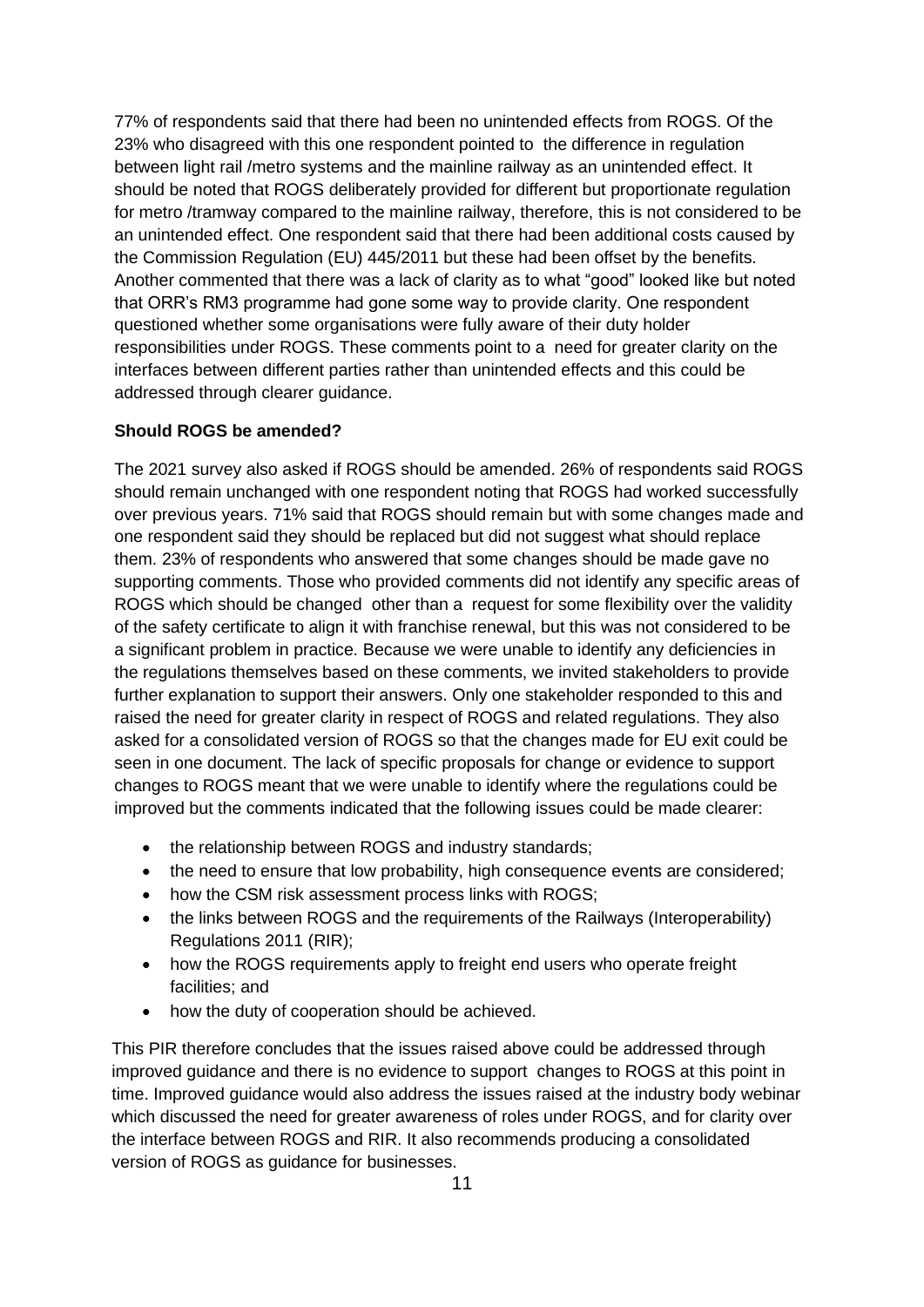77% of respondents said that there had been no unintended effects from ROGS. Of the 23% who disagreed with this one respondent pointed to the difference in regulation between light rail /metro systems and the mainline railway as an unintended effect. It should be noted that ROGS deliberately provided for different but proportionate regulation for metro /tramway compared to the mainline railway, therefore, this is not considered to be an unintended effect. One respondent said that there had been additional costs caused by the Commission Regulation (EU) 445/2011 but these had been offset by the benefits. Another commented that there was a lack of clarity as to what "good" looked like but noted that ORR's RM3 programme had gone some way to provide clarity. One respondent questioned whether some organisations were fully aware of their duty holder responsibilities under ROGS. These comments point to a need for greater clarity on the interfaces between different parties rather than unintended effects and this could be addressed through clearer guidance.

**Should ROGS be amended?**

The 2021 survey also asked if ROGS should be amended. 26% of respondents said ROGS should remain unchanged with one respondent noting that ROGS had worked successfully over previous years. 71% said that ROGS should remain but with some changes made and one respondent said they should be replaced but did not suggest what should replace them. 23% of respondents who answered that some changes should be made gave no supporting comments. Those who provided comments did not identify any specific areas of ROGS which should be changed other than a request for some flexibility over the validity of the safety certificate to align it with franchise renewal, but this was not considered to be a significant problem in practice. Because we were unable to identify any deficiencies in the regulations themselves based on these comments, we invited stakeholders to provide further explanation to support their answers. Only one stakeholder responded to this and raised the need for greater clarity in respect of ROGS and related regulations. They also asked for a consolidated version of ROGS so that the changes made for EU exit could be seen in one document. The lack of specific proposals for change or evidence to support changes to ROGS meant that we were unable to identify where the regulations could be improved but the comments indicated that the following issues could be made clearer:

- the relationship between ROGS and industry standards;
- the need to ensure that low probability, high consequence events are considered;
- how the CSM risk assessment process links with ROGS;
- the links between ROGS and the requirements of the Railways (Interoperability) Regulations 2011 (RIR);
- how the ROGS requirements apply to freight end users who operate freight facilities; and
- how the duty of cooperation should be achieved.

This PIR therefore concludes that the issues raised above could be addressed through improved guidance and there is no evidence to support changes to ROGS at this point in time. Improved guidance would also address the issues raised at the industry body webinar which discussed the need for greater awareness of roles under ROGS, and for clarity over the interface between ROGS and RIR. It also recommends producing a consolidated version of ROGS as guidance for businesses.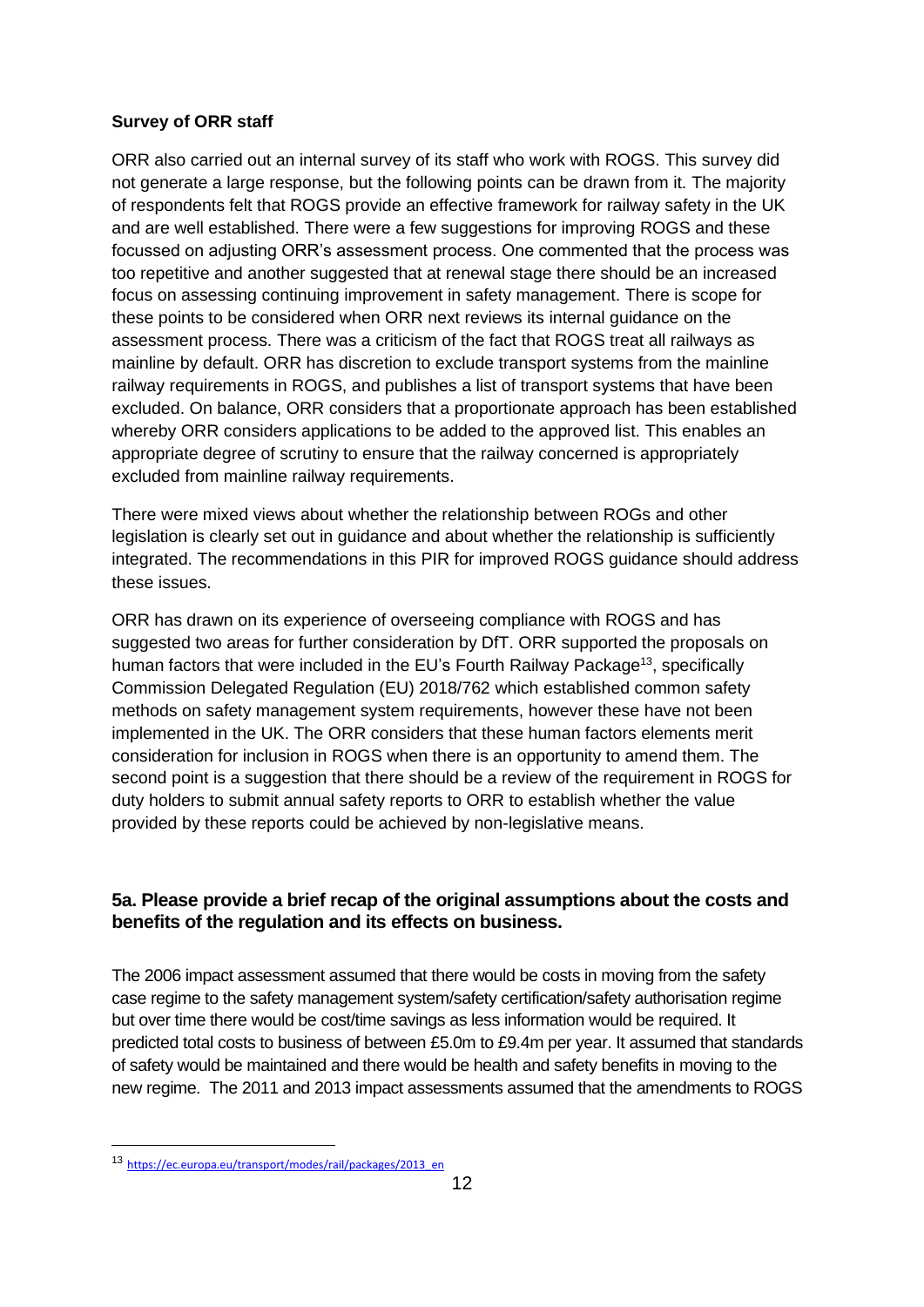**Survey of ORR staff**

ORR also carried out an internal survey of its staff who work with ROGS. This survey did not generate a large response, but the following points can be drawn from it. The majority of respondents felt that ROGS provide an effective framework for railway safety in the UK and are well established. There were a few suggestions for improving ROGS and these focussed on adjusting ORR's assessment process. One commented that the process was too repetitive and another suggested that at renewal stage there should be an increased focus on assessing continuing improvement in safety management. There is scope for these points to be considered when ORR next reviews its internal guidance on the assessment process. There was a criticism of the fact that ROGS treat all railways as mainline by default. ORR has discretion to exclude transport systems from the mainline railway requirements in ROGS, and publishes a list of transport systems that have been excluded. On balance, ORR considers that a proportionate approach has been established whereby ORR considers applications to be added to the approved list. This enables an appropriate degree of scrutiny to ensure that the railway concerned is appropriately excluded from mainline railway requirements.

There were mixed views about whether the relationship between ROGs and other legislation is clearly set out in guidance and about whether the relationship is sufficiently integrated. The recommendations in this PIR for improved ROGS guidance should address these issues.

ORR has drawn on its experience of overseeing compliance with ROGS and has suggested two areas for further consideration by DfT. ORR supported the proposals on human factors that were included in the EU's Fourth Railway Package[13], specifically Commission Delegated Regulation (EU) 2018/762 which established common safety methods on safety management system requirements, however these have not been implemented in the UK. The ORR considers that these human factors elements merit consideration for inclusion in ROGS when there is an opportunity to amend them. The second point is a suggestion that there should be a review of the requirement in ROGS for duty holders to submit annual safety reports to ORR to establish whether the value provided by these reports could be achieved by non-legislative means.

## 5a. Please provide a brief recap of the original assumptions about the costs and benefits of the regulation and its effects on business.

The 2006 impact assessment assumed that there would be costs in moving from the safety case regime to the safety management system/safety certification/safety authorisation regime but over time there would be cost/time savings as less information would be required. It predicted total costs to business of between £5.0m to £9.4m per year. It assumed that standards of safety would be maintained and there would be health and safety benefits in moving to the new regime. The 2011 and 2013 impact assessments assumed that the amendments to ROGS

---

[13] https://ec.europa.eu/transport/modes/rail/packages/2013_en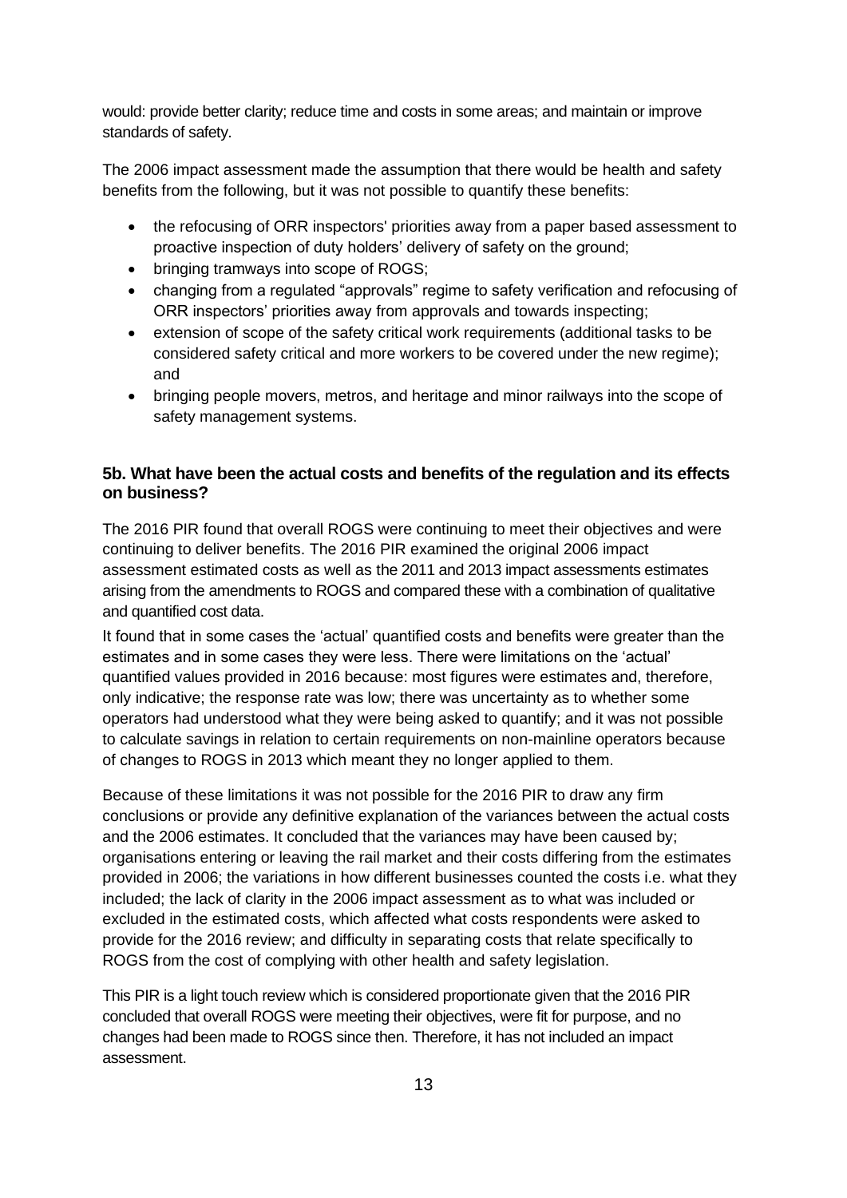would: provide better clarity; reduce time and costs in some areas; and maintain or improve standards of safety.

The 2006 impact assessment made the assumption that there would be health and safety benefits from the following, but it was not possible to quantify these benefits:

- the refocusing of ORR inspectors' priorities away from a paper based assessment to proactive inspection of duty holders' delivery of safety on the ground;
- bringing tramways into scope of ROGS;
- changing from a regulated "approvals" regime to safety verification and refocusing of ORR inspectors' priorities away from approvals and towards inspecting;
- extension of scope of the safety critical work requirements (additional tasks to be considered safety critical and more workers to be covered under the new regime); and
- bringing people movers, metros, and heritage and minor railways into the scope of safety management systems.

### 5b. What have been the actual costs and benefits of the regulation and its effects on business?

The 2016 PIR found that overall ROGS were continuing to meet their objectives and were continuing to deliver benefits. The 2016 PIR examined the original 2006 impact assessment estimated costs as well as the 2011 and 2013 impact assessments estimates arising from the amendments to ROGS and compared these with a combination of qualitative and quantified cost data.

It found that in some cases the 'actual' quantified costs and benefits were greater than the estimates and in some cases they were less. There were limitations on the 'actual' quantified values provided in 2016 because: most figures were estimates and, therefore, only indicative; the response rate was low; there was uncertainty as to whether some operators had understood what they were being asked to quantify; and it was not possible to calculate savings in relation to certain requirements on non-mainline operators because of changes to ROGS in 2013 which meant they no longer applied to them.

Because of these limitations it was not possible for the 2016 PIR to draw any firm conclusions or provide any definitive explanation of the variances between the actual costs and the 2006 estimates. It concluded that the variances may have been caused by; organisations entering or leaving the rail market and their costs differing from the estimates provided in 2006; the variations in how different businesses counted the costs i.e. what they included; the lack of clarity in the 2006 impact assessment as to what was included or excluded in the estimated costs, which affected what costs respondents were asked to provide for the 2016 review; and difficulty in separating costs that relate specifically to ROGS from the cost of complying with other health and safety legislation.

This PIR is a light touch review which is considered proportionate given that the 2016 PIR concluded that overall ROGS were meeting their objectives, were fit for purpose, and no changes had been made to ROGS since then. Therefore, it has not included an impact assessment.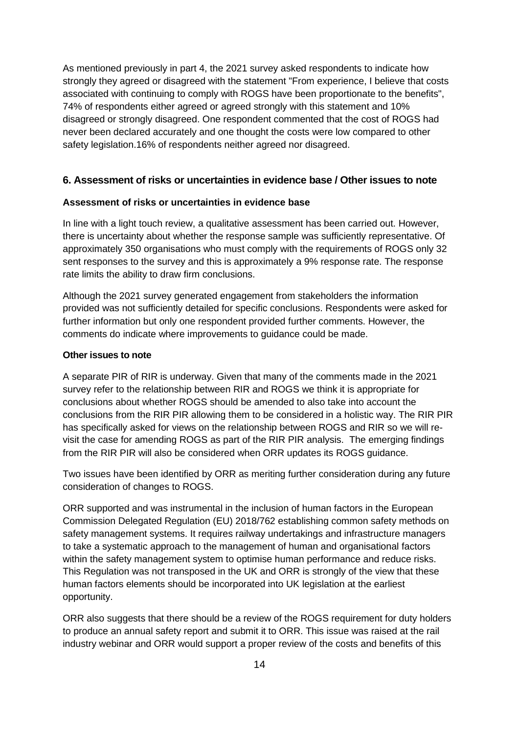As mentioned previously in part 4, the 2021 survey asked respondents to indicate how strongly they agreed or disagreed with the statement "From experience, I believe that costs associated with continuing to comply with ROGS have been proportionate to the benefits", 74% of respondents either agreed or agreed strongly with this statement and 10% disagreed or strongly disagreed. One respondent commented that the cost of ROGS had never been declared accurately and one thought the costs were low compared to other safety legislation.16% of respondents neither agreed nor disagreed.

## 6. Assessment of risks or uncertainties in evidence base / Other issues to note

### Assessment of risks or uncertainties in evidence base

In line with a light touch review, a qualitative assessment has been carried out. However, there is uncertainty about whether the response sample was sufficiently representative. Of approximately 350 organisations who must comply with the requirements of ROGS only 32 sent responses to the survey and this is approximately a 9% response rate. The response rate limits the ability to draw firm conclusions.

Although the 2021 survey generated engagement from stakeholders the information provided was not sufficiently detailed for specific conclusions. Respondents were asked for further information but only one respondent provided further comments. However, the comments do indicate where improvements to guidance could be made.

### Other issues to note

A separate PIR of RIR is underway. Given that many of the comments made in the 2021 survey refer to the relationship between RIR and ROGS we think it is appropriate for conclusions about whether ROGS should be amended to also take into account the conclusions from the RIR PIR allowing them to be considered in a holistic way. The RIR PIR has specifically asked for views on the relationship between ROGS and RIR so we will re-visit the case for amending ROGS as part of the RIR PIR analysis. The emerging findings from the RIR PIR will also be considered when ORR updates its ROGS guidance.

Two issues have been identified by ORR as meriting further consideration during any future consideration of changes to ROGS.

ORR supported and was instrumental in the inclusion of human factors in the European Commission Delegated Regulation (EU) 2018/762 establishing common safety methods on safety management systems. It requires railway undertakings and infrastructure managers to take a systematic approach to the management of human and organisational factors within the safety management system to optimise human performance and reduce risks. This Regulation was not transposed in the UK and ORR is strongly of the view that these human factors elements should be incorporated into UK legislation at the earliest opportunity.

ORR also suggests that there should be a review of the ROGS requirement for duty holders to produce an annual safety report and submit it to ORR. This issue was raised at the rail industry webinar and ORR would support a proper review of the costs and benefits of this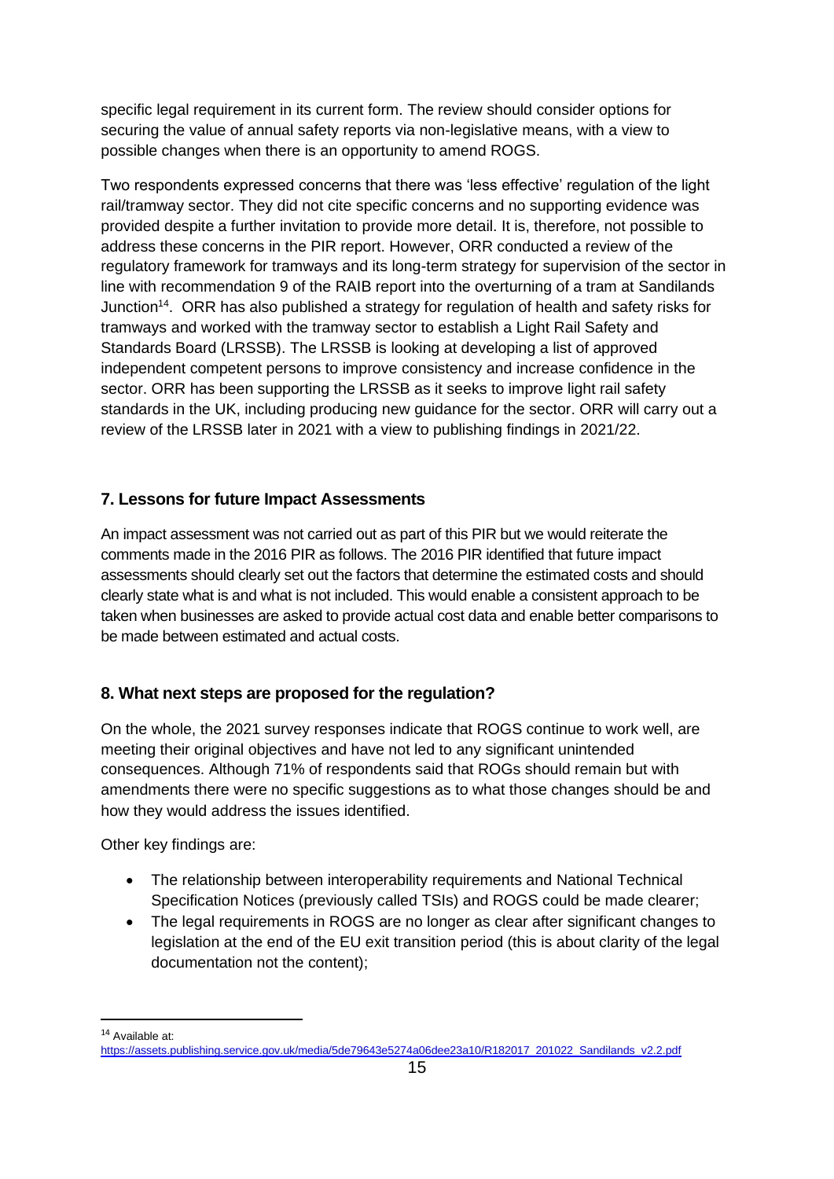specific legal requirement in its current form. The review should consider options for securing the value of annual safety reports via non-legislative means, with a view to possible changes when there is an opportunity to amend ROGS.

Two respondents expressed concerns that there was 'less effective' regulation of the light rail/tramway sector. They did not cite specific concerns and no supporting evidence was provided despite a further invitation to provide more detail. It is, therefore, not possible to address these concerns in the PIR report. However, ORR conducted a review of the regulatory framework for tramways and its long-term strategy for supervision of the sector in line with recommendation 9 of the RAIB report into the overturning of a tram at Sandilands Junction[14]. ORR has also published a strategy for regulation of health and safety risks for tramways and worked with the tramway sector to establish a Light Rail Safety and Standards Board (LRSSB). The LRSSB is looking at developing a list of approved independent competent persons to improve consistency and increase confidence in the sector. ORR has been supporting the LRSSB as it seeks to improve light rail safety standards in the UK, including producing new guidance for the sector. ORR will carry out a review of the LRSSB later in 2021 with a view to publishing findings in 2021/22.

## 7. Lessons for future Impact Assessments

An impact assessment was not carried out as part of this PIR but we would reiterate the comments made in the 2016 PIR as follows. The 2016 PIR identified that future impact assessments should clearly set out the factors that determine the estimated costs and should clearly state what is and what is not included. This would enable a consistent approach to be taken when businesses are asked to provide actual cost data and enable better comparisons to be made between estimated and actual costs.

## 8. What next steps are proposed for the regulation?

On the whole, the 2021 survey responses indicate that ROGS continue to work well, are meeting their original objectives and have not led to any significant unintended consequences. Although 71% of respondents said that ROGs should remain but with amendments there were no specific suggestions as to what those changes should be and how they would address the issues identified.

Other key findings are:

- The relationship between interoperability requirements and National Technical Specification Notices (previously called TSIs) and ROGS could be made clearer;
- The legal requirements in ROGS are no longer as clear after significant changes to legislation at the end of the EU exit transition period (this is about clarity of the legal documentation not the content);

---

[14] Available at: https://assets.publishing.service.gov.uk/media/5de79643e5274a06dee23a10/R182017_201022_Sandilands_v2.2.pdf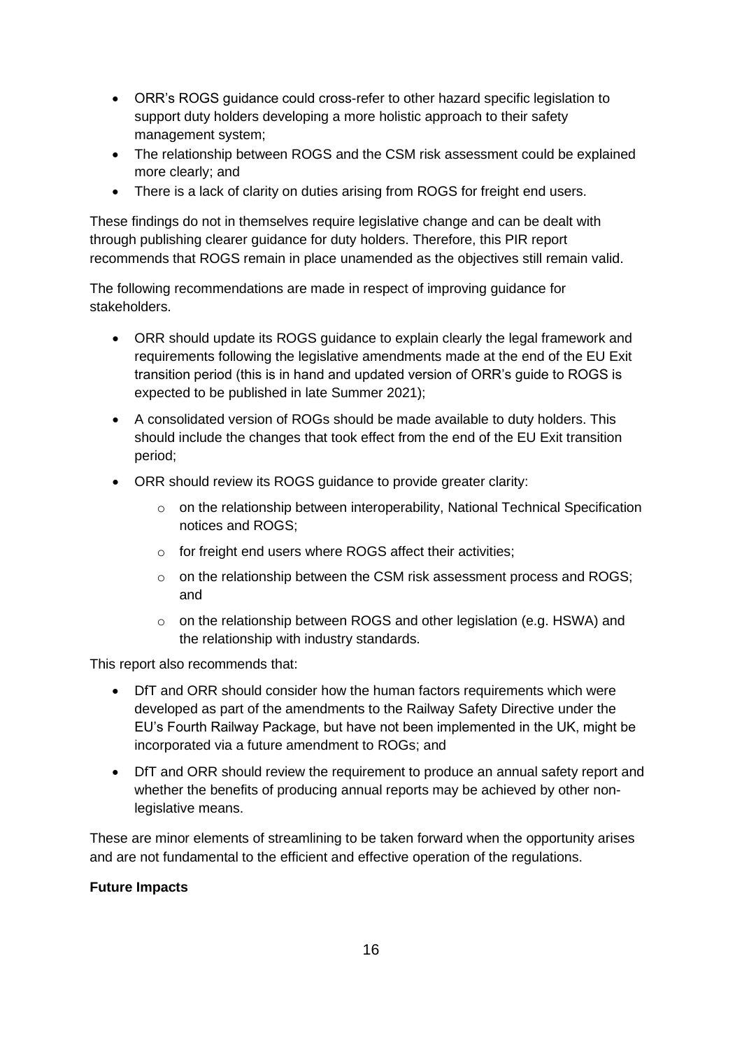- ORR's ROGS guidance could cross-refer to other hazard specific legislation to support duty holders developing a more holistic approach to their safety management system;
- The relationship between ROGS and the CSM risk assessment could be explained more clearly; and
- There is a lack of clarity on duties arising from ROGS for freight end users.

These findings do not in themselves require legislative change and can be dealt with through publishing clearer guidance for duty holders. Therefore, this PIR report recommends that ROGS remain in place unamended as the objectives still remain valid.

The following recommendations are made in respect of improving guidance for stakeholders.

- ORR should update its ROGS guidance to explain clearly the legal framework and requirements following the legislative amendments made at the end of the EU Exit transition period (this is in hand and updated version of ORR's guide to ROGS is expected to be published in late Summer 2021);
- A consolidated version of ROGs should be made available to duty holders. This should include the changes that took effect from the end of the EU Exit transition period;
- ORR should review its ROGS guidance to provide greater clarity:
    - on the relationship between interoperability, National Technical Specification notices and ROGS;
    - for freight end users where ROGS affect their activities;
    - on the relationship between the CSM risk assessment process and ROGS; and
    - on the relationship between ROGS and other legislation (e.g. HSWA) and the relationship with industry standards.

This report also recommends that:

- DfT and ORR should consider how the human factors requirements which were developed as part of the amendments to the Railway Safety Directive under the EU's Fourth Railway Package, but have not been implemented in the UK, might be incorporated via a future amendment to ROGs; and
- DfT and ORR should review the requirement to produce an annual safety report and whether the benefits of producing annual reports may be achieved by other non-legislative means.

These are minor elements of streamlining to be taken forward when the opportunity arises and are not fundamental to the efficient and effective operation of the regulations.

**Future Impacts**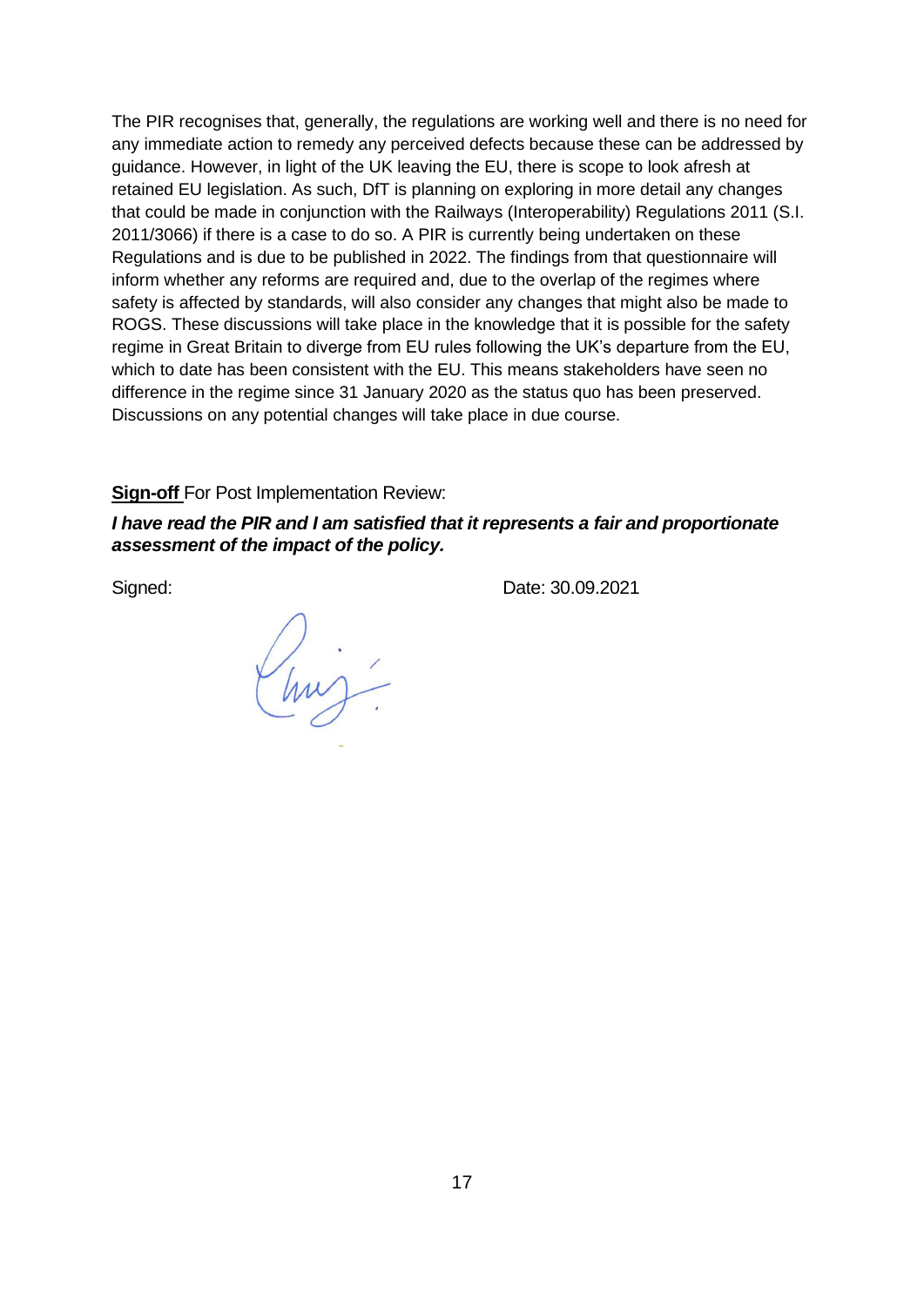The PIR recognises that, generally, the regulations are working well and there is no need for any immediate action to remedy any perceived defects because these can be addressed by guidance. However, in light of the UK leaving the EU, there is scope to look afresh at retained EU legislation. As such, DfT is planning on exploring in more detail any changes that could be made in conjunction with the Railways (Interoperability) Regulations 2011 (S.I. 2011/3066) if there is a case to do so. A PIR is currently being undertaken on these Regulations and is due to be published in 2022. The findings from that questionnaire will inform whether any reforms are required and, due to the overlap of the regimes where safety is affected by standards, will also consider any changes that might also be made to ROGS. These discussions will take place in the knowledge that it is possible for the safety regime in Great Britain to diverge from EU rules following the UK's departure from the EU, which to date has been consistent with the EU. This means stakeholders have seen no difference in the regime since 31 January 2020 as the status quo has been preserved. Discussions on any potential changes will take place in due course.

**Sign-off** For Post Implementation Review:

***I have read the PIR and I am satisfied that it represents a fair and proportionate assessment of the impact of the policy.***

Signed: Date: 30.09.2021